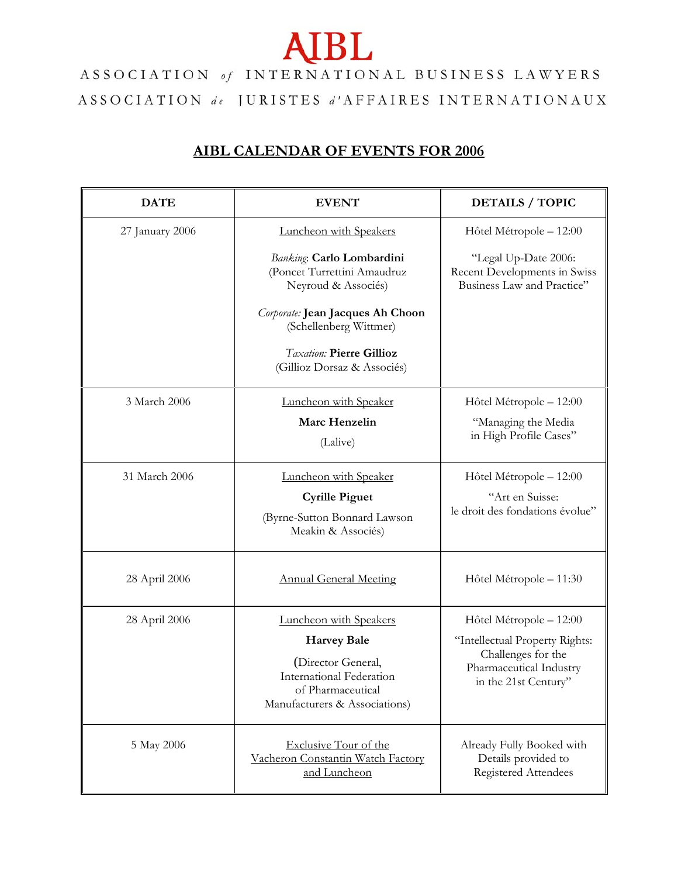# AIBL

ASSOCIATION *of* INTERNATIONAL BUSINESS LAWYERS

ASSOCIATION *de* JURISTES *d'*AFFAIRES INTERNATIONAUX

## AIBL CALENDAR OF EVENTS FOR 2006

| DATE | EVENT | DETAILS / TOPIC |
| --- | --- | --- |
| 27 January 2006 | Luncheon with Speakers<br><br>*Banking*: **Carlo Lombardini** (Poncet Turrettini Amaudruz Neyroud & Associés)<br><br>*Corporate:* **Jean Jacques Ah Choon** (Schellenberg Wittmer)<br><br>*Taxation:* **Pierre Gillioz** (Gillioz Dorsaz & Associés) | Hôtel Métropole – 12:00<br><br>"Legal Up-Date 2006: Recent Developments in Swiss Business Law and Practice" |
| 3 March 2006 | Luncheon with Speaker<br><br>**Marc Henzelin**<br><br>(Lalive) | Hôtel Métropole – 12:00<br><br>"Managing the Media in High Profile Cases" |
| 31 March 2006 | Luncheon with Speaker<br><br>**Cyrille Piguet**<br><br>(Byrne-Sutton Bonnard Lawson Meakin & Associés) | Hôtel Métropole – 12:00<br><br>"Art en Suisse: le droit des fondations évolue" |
| 28 April 2006 | Annual General Meeting | Hôtel Métropole – 11:30 |
| 28 April 2006 | Luncheon with Speakers<br><br>**Harvey Bale**<br><br>(Director General, International Federation of Pharmaceutical Manufacturers & Associations) | Hôtel Métropole – 12:00<br><br>"Intellectual Property Rights: Challenges for the Pharmaceutical Industry in the 21st Century" |
| 5 May 2006 | Exclusive Tour of the Vacheron Constantin Watch Factory and Luncheon | Already Fully Booked with Details provided to Registered Attendees |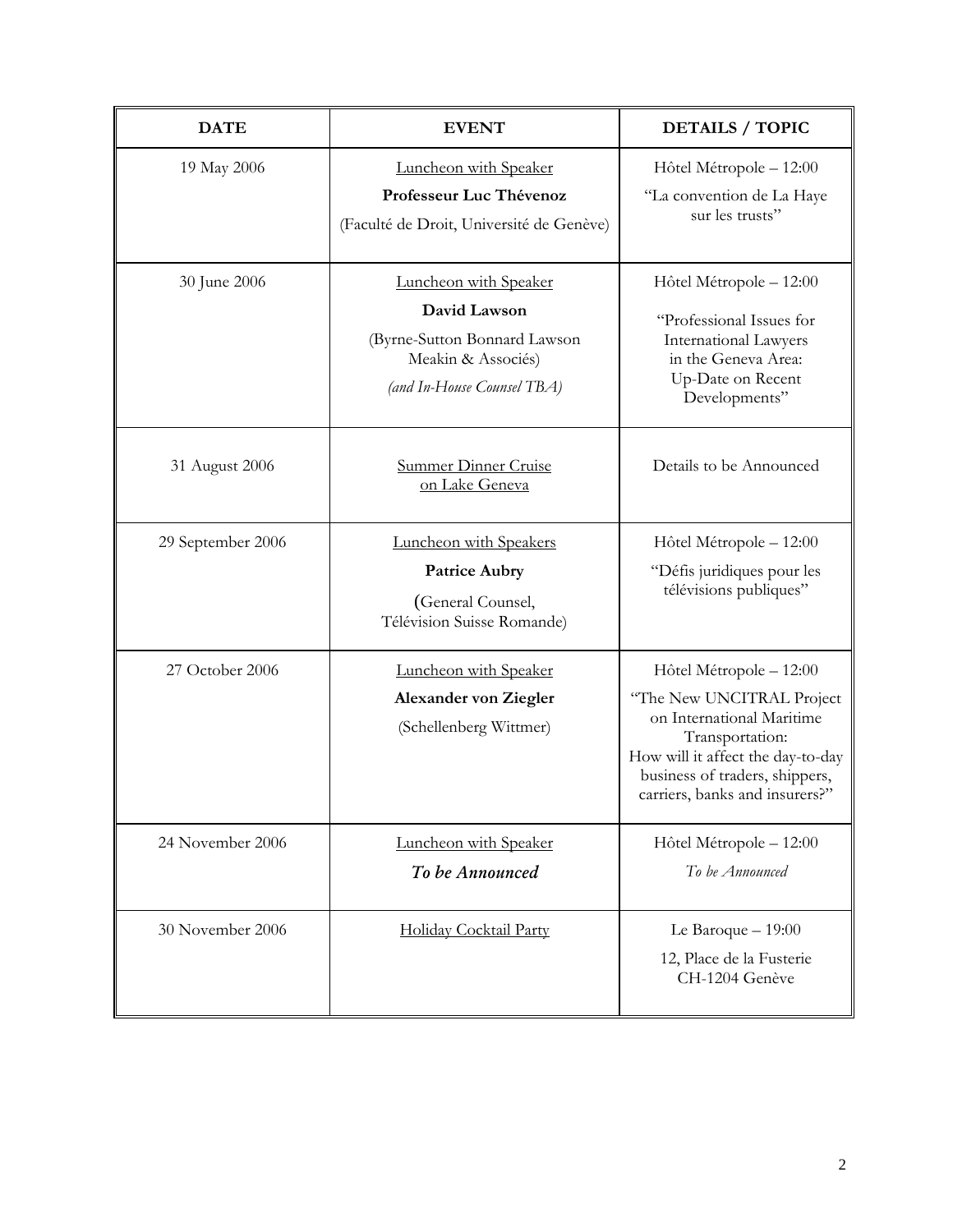| DATE | EVENT | DETAILS / TOPIC |
|---|---|---|
| 19 May 2006 | Luncheon with Speaker<br>**Professeur Luc Thévenoz**<br>(Faculté de Droit, Université de Genève) | Hôtel Métropole – 12:00<br>"La convention de La Haye sur les trusts" |
| 30 June 2006 | Luncheon with Speaker<br>**David Lawson**<br>(Byrne-Sutton Bonnard Lawson Meakin & Associés)<br>*(and In-House Counsel TBA)* | Hôtel Métropole – 12:00<br>"Professional Issues for International Lawyers in the Geneva Area: Up-Date on Recent Developments" |
| 31 August 2006 | Summer Dinner Cruise on Lake Geneva | Details to be Announced |
| 29 September 2006 | Luncheon with Speakers<br>**Patrice Aubry**<br>(General Counsel, Télévision Suisse Romande) | Hôtel Métropole – 12:00<br>"Défis juridiques pour les télévisions publiques" |
| 27 October 2006 | Luncheon with Speaker<br>**Alexander von Ziegler**<br>(Schellenberg Wittmer) | Hôtel Métropole – 12:00<br>"The New UNCITRAL Project on International Maritime Transportation: How will it affect the day-to-day business of traders, shippers, carriers, banks and insurers?" |
| 24 November 2006 | Luncheon with Speaker<br>***To be Announced*** | Hôtel Métropole – 12:00<br>*To be Announced* |
| 30 November 2006 | Holiday Cocktail Party | Le Baroque – 19:00<br>12, Place de la Fusterie<br>CH-1204 Genève |